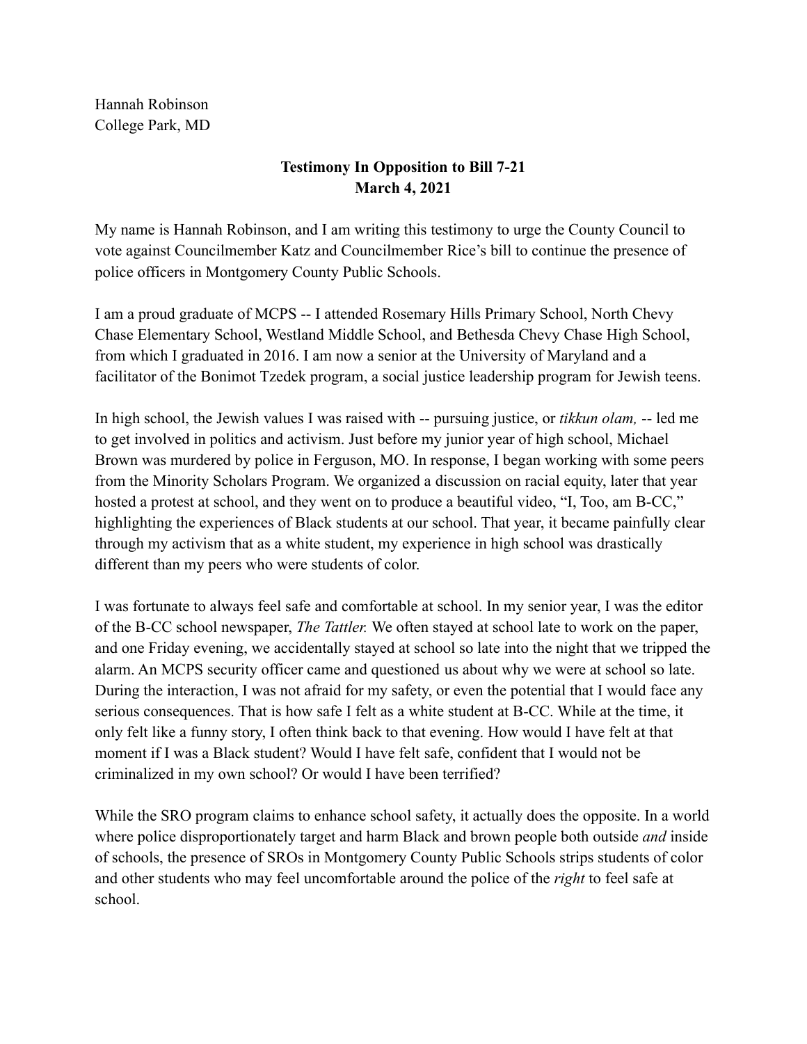Hannah Robinson
College Park, MD

**Testimony In Opposition to Bill 7-21**
**March 4, 2021**

My name is Hannah Robinson, and I am writing this testimony to urge the County Council to vote against Councilmember Katz and Councilmember Rice's bill to continue the presence of police officers in Montgomery County Public Schools.

I am a proud graduate of MCPS -- I attended Rosemary Hills Primary School, North Chevy Chase Elementary School, Westland Middle School, and Bethesda Chevy Chase High School, from which I graduated in 2016. I am now a senior at the University of Maryland and a facilitator of the Bonimot Tzedek program, a social justice leadership program for Jewish teens.

In high school, the Jewish values I was raised with -- pursuing justice, or *tikkun olam,* -- led me to get involved in politics and activism. Just before my junior year of high school, Michael Brown was murdered by police in Ferguson, MO. In response, I began working with some peers from the Minority Scholars Program. We organized a discussion on racial equity, later that year hosted a protest at school, and they went on to produce a beautiful video, "I, Too, am B-CC," highlighting the experiences of Black students at our school. That year, it became painfully clear through my activism that as a white student, my experience in high school was drastically different than my peers who were students of color.

I was fortunate to always feel safe and comfortable at school. In my senior year, I was the editor of the B-CC school newspaper, *The Tattler.* We often stayed at school late to work on the paper, and one Friday evening, we accidentally stayed at school so late into the night that we tripped the alarm. An MCPS security officer came and questioned us about why we were at school so late. During the interaction, I was not afraid for my safety, or even the potential that I would face any serious consequences. That is how safe I felt as a white student at B-CC. While at the time, it only felt like a funny story, I often think back to that evening. How would I have felt at that moment if I was a Black student? Would I have felt safe, confident that I would not be criminalized in my own school? Or would I have been terrified?

While the SRO program claims to enhance school safety, it actually does the opposite. In a world where police disproportionately target and harm Black and brown people both outside *and* inside of schools, the presence of SROs in Montgomery County Public Schools strips students of color and other students who may feel uncomfortable around the police of the *right* to feel safe at school.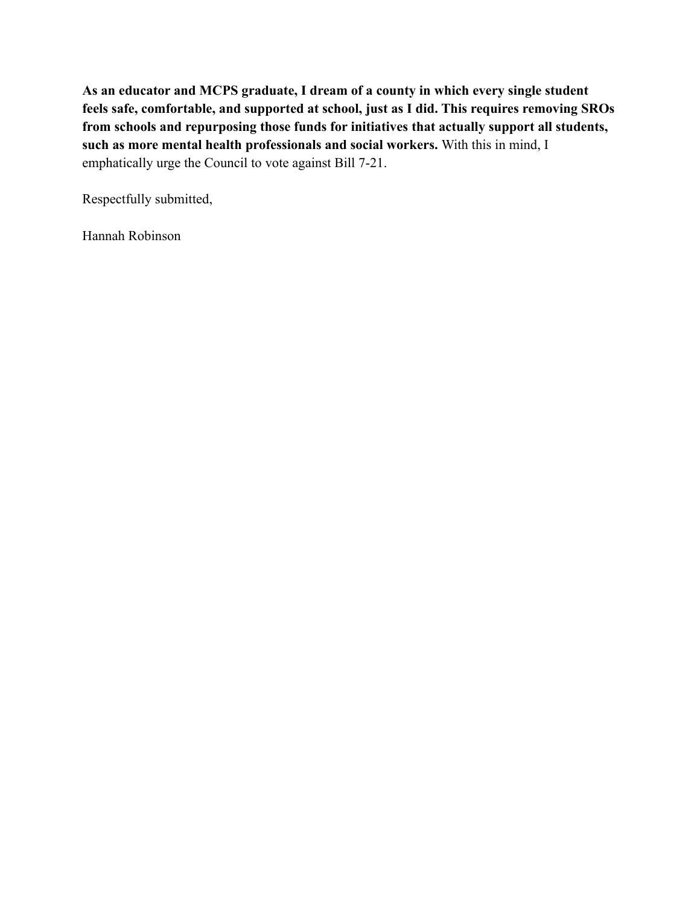**As an educator and MCPS graduate, I dream of a county in which every single student feels safe, comfortable, and supported at school, just as I did. This requires removing SROs from schools and repurposing those funds for initiatives that actually support all students, such as more mental health professionals and social workers.** With this in mind, I emphatically urge the Council to vote against Bill 7-21.

Respectfully submitted,

Hannah Robinson